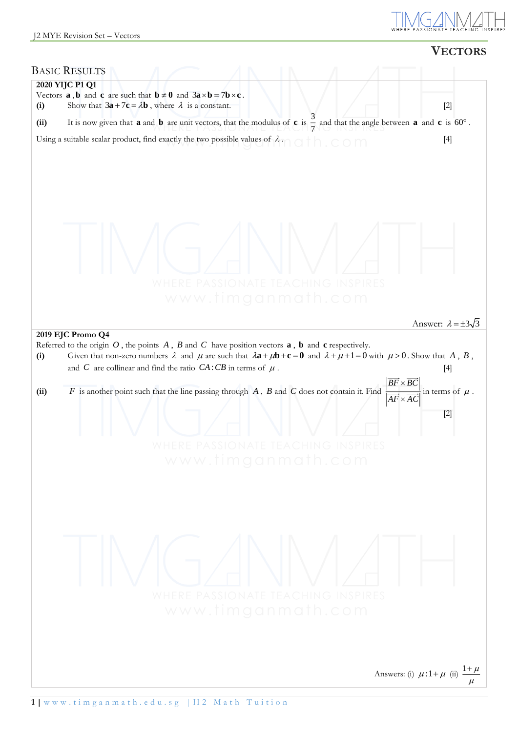# Vectors

## Basic Results

**2020 YIJC P1 Q1**

Vectors $\mathbf{a}$, $\mathbf{b}$ and $\mathbf{c}$ are such that $\mathbf{b} \neq \mathbf{0}$ and $3\mathbf{a} \times \mathbf{b} = 7\mathbf{b} \times \mathbf{c}$.

**(i)** Show that $3\mathbf{a} + 7\mathbf{c} = \lambda\mathbf{b}$, where $\lambda$ is a constant. [2]

**(ii)** It is now given that $\mathbf{a}$ and $\mathbf{b}$ are unit vectors, that the modulus of $\mathbf{c}$ is $\frac{3}{7}$ and that the angle between $\mathbf{a}$ and $\mathbf{c}$ is $60°$.

Using a suitable scalar product, find exactly the two possible values of $\lambda$. [4]

Answer: $\lambda = \pm 3\sqrt{3}$

**2019 EJC Promo Q4**

Referred to the origin $O$, the points $A$, $B$ and $C$ have position vectors $\mathbf{a}$, $\mathbf{b}$ and $\mathbf{c}$ respectively.

**(i)** Given that non-zero numbers $\lambda$ and $\mu$ are such that $\lambda\mathbf{a} + \mu\mathbf{b} + \mathbf{c} = \mathbf{0}$ and $\lambda + \mu + 1 = 0$ with $\mu > 0$. Show that $A$, $B$, and $C$ are collinear and find the ratio $CA : CB$ in terms of $\mu$. [4]

**(ii)** $F$ is another point such that the line passing through $A$, $B$ and $C$ does not contain it. Find $\dfrac{\left|\overrightarrow{BF} \times \overrightarrow{BC}\right|}{\left|\overrightarrow{AF} \times \overrightarrow{AC}\right|}$ in terms of $\mu$. [2]

Answers: (i) $\mu : 1+\mu$ (ii) $\dfrac{1+\mu}{\mu}$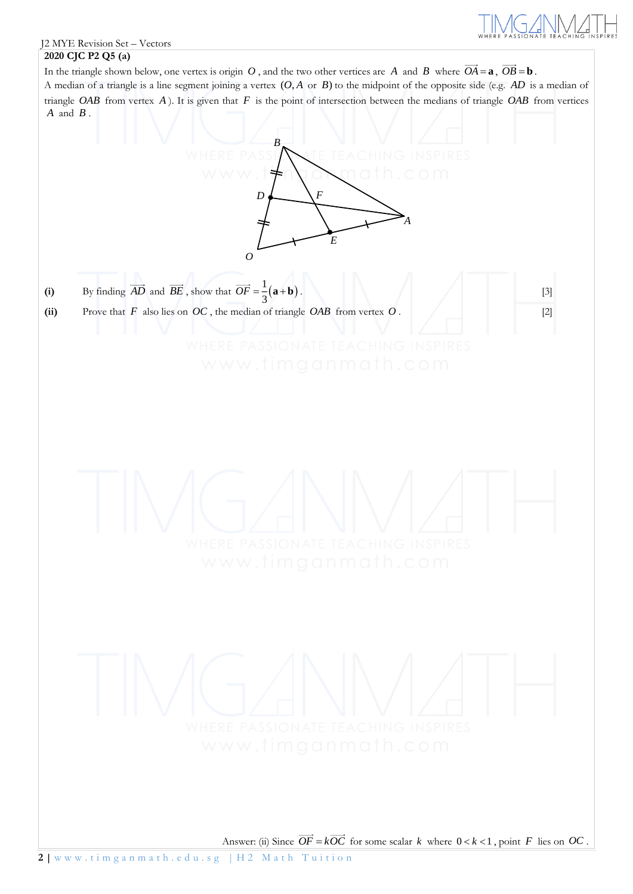**2020 CJC P2 Q5 (a)**

In the triangle shown below, one vertex is origin $O$, and the two other vertices are $A$ and $B$ where $\overrightarrow{OA} = \mathbf{a}$, $\overrightarrow{OB} = \mathbf{b}$.

A median of a triangle is a line segment joining a vertex $(O, A$ or $B)$ to the midpoint of the opposite side (e.g. $AD$ is a median of triangle $OAB$ from vertex $A$). It is given that $F$ is the point of intersection between the medians of triangle $OAB$ from vertices $A$ and $B$.

**(i)** By finding $\overrightarrow{AD}$ and $\overrightarrow{BE}$, show that $\overrightarrow{OF} = \frac{1}{3}(\mathbf{a} + \mathbf{b})$. [3]

**(ii)** Prove that $F$ also lies on $OC$, the median of triangle $OAB$ from vertex $O$. [2]

Answer: (ii) Since $\overrightarrow{OF} = k\overrightarrow{OC}$ for some scalar $k$ where $0 < k < 1$, point $F$ lies on $OC$.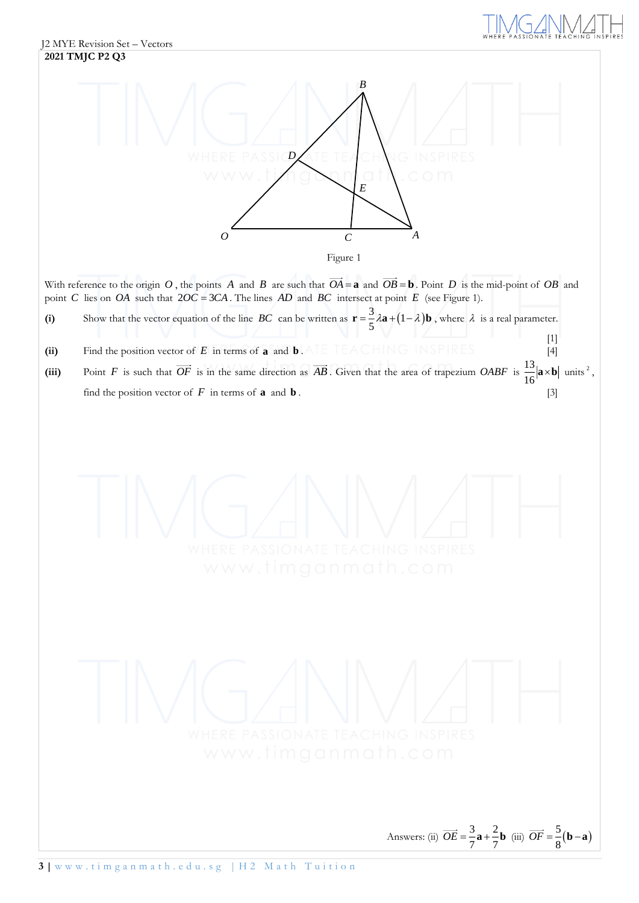**2021 TMJC P2 Q3**

Figure 1

With reference to the origin $O$, the points $A$ and $B$ are such that $\overrightarrow{OA}=\mathbf{a}$ and $\overrightarrow{OB}=\mathbf{b}$. Point $D$ is the mid-point of $OB$ and point $C$ lies on $OA$ such that $2OC = 3CA$. The lines $AD$ and $BC$ intersect at point $E$ (see Figure 1).

**(i)** Show that the vector equation of the line $BC$ can be written as $\mathbf{r} = \frac{3}{5}\lambda\mathbf{a} + (1-\lambda)\mathbf{b}$, where $\lambda$ is a real parameter. [1]

**(ii)** Find the position vector of $E$ in terms of $\mathbf{a}$ and $\mathbf{b}$. [4]

**(iii)** Point $F$ is such that $\overrightarrow{OF}$ is in the same direction as $\overrightarrow{AB}$. Given that the area of trapezium $OABF$ is $\frac{13}{16}|\mathbf{a}\times\mathbf{b}|$ units $^2$, find the position vector of $F$ in terms of $\mathbf{a}$ and $\mathbf{b}$. [3]

Answers: (ii) $\overrightarrow{OE} = \frac{3}{7}\mathbf{a} + \frac{2}{7}\mathbf{b}$ (iii) $\overrightarrow{OF} = \frac{5}{8}(\mathbf{b}-\mathbf{a})$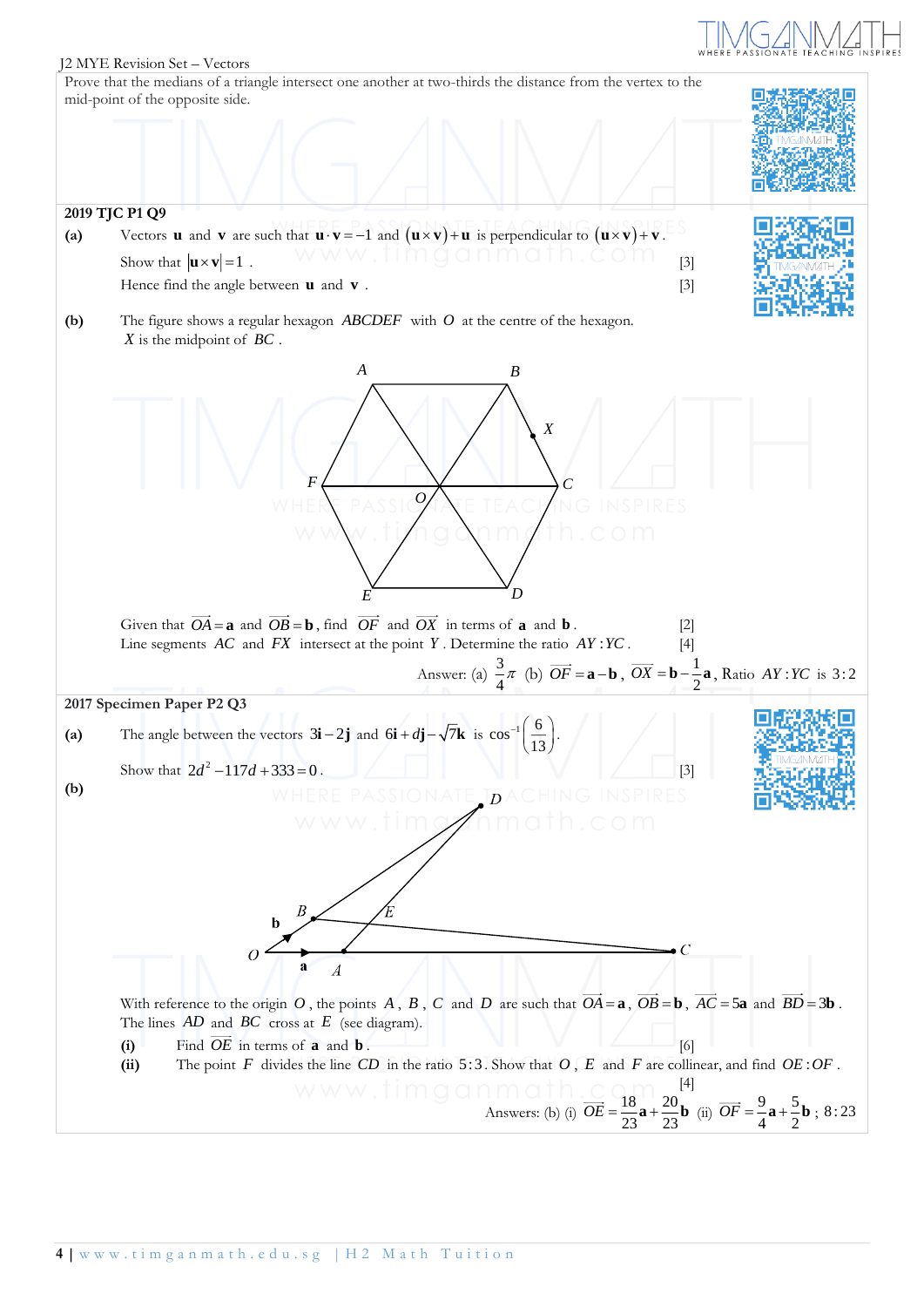J2 MYE Revision Set – Vectors

Prove that the medians of a triangle intersect one another at two-thirds the distance from the vertex to the mid-point of the opposite side.

**2019 TJC P1 Q9**

**(a)** Vectors $\mathbf{u}$ and $\mathbf{v}$ are such that $\mathbf{u}\cdot\mathbf{v}=-1$ and $(\mathbf{u}\times\mathbf{v})+\mathbf{u}$ is perpendicular to $(\mathbf{u}\times\mathbf{v})+\mathbf{v}$.

Show that $|\mathbf{u}\times\mathbf{v}|=1$. [3]

Hence find the angle between $\mathbf{u}$ and $\mathbf{v}$. [3]

**(b)** The figure shows a regular hexagon $ABCDEF$ with $O$ at the centre of the hexagon. $X$ is the midpoint of $BC$.

Given that $\overrightarrow{OA}=\mathbf{a}$ and $\overrightarrow{OB}=\mathbf{b}$, find $\overrightarrow{OF}$ and $\overrightarrow{OX}$ in terms of $\mathbf{a}$ and $\mathbf{b}$. [2]

Line segments $AC$ and $FX$ intersect at the point $Y$. Determine the ratio $AY:YC$. [4]

Answer: (a) $\frac{3}{4}\pi$ (b) $\overrightarrow{OF}=\mathbf{a}-\mathbf{b}$, $\overrightarrow{OX}=\mathbf{b}-\frac{1}{2}\mathbf{a}$, Ratio $AY:YC$ is $3:2$

**2017 Specimen Paper P2 Q3**

**(a)** The angle between the vectors $3\mathbf{i}-2\mathbf{j}$ and $6\mathbf{i}+d\mathbf{j}-\sqrt{7}\mathbf{k}$ is $\cos^{-1}\left(\frac{6}{13}\right)$.

Show that $2d^2-117d+333=0$. [3]

**(b)**

With reference to the origin $O$, the points $A$, $B$, $C$ and $D$ are such that $\overrightarrow{OA}=\mathbf{a}$, $\overrightarrow{OB}=\mathbf{b}$, $\overrightarrow{AC}=5\mathbf{a}$ and $\overrightarrow{BD}=3\mathbf{b}$. The lines $AD$ and $BC$ cross at $E$ (see diagram).

**(i)** Find $\overrightarrow{OE}$ in terms of $\mathbf{a}$ and $\mathbf{b}$. [6]

**(ii)** The point $F$ divides the line $CD$ in the ratio $5:3$. Show that $O$, $E$ and $F$ are collinear, and find $OE:OF$. [4]

Answers: (b) (i) $\overrightarrow{OE}=\frac{18}{23}\mathbf{a}+\frac{20}{23}\mathbf{b}$ (ii) $\overrightarrow{OF}=\frac{9}{4}\mathbf{a}+\frac{5}{2}\mathbf{b}$ ; $8:23$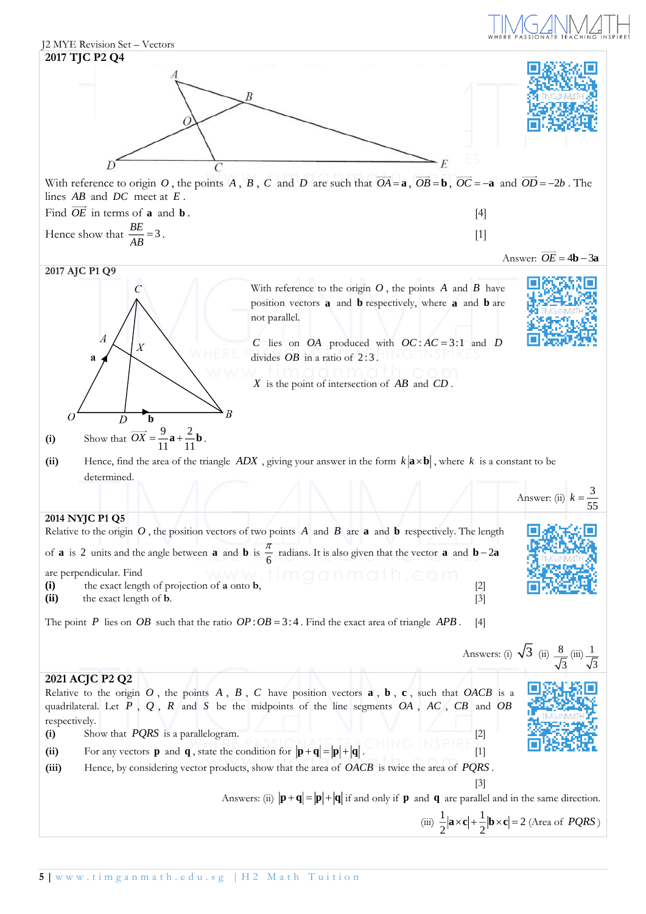## 2017 TJC P2 Q4

With reference to origin $O$, the points $A$, $B$, $C$ and $D$ are such that $\overrightarrow{OA} = \mathbf{a}$, $\overrightarrow{OB} = \mathbf{b}$, $\overrightarrow{OC} = -\mathbf{a}$ and $\overrightarrow{OD} = -2b$. The lines $AB$ and $DC$ meet at $E$.

Find $\overrightarrow{OE}$ in terms of $\mathbf{a}$ and $\mathbf{b}$. [4]

Hence show that $\dfrac{BE}{AB} = 3$. [1]

Answer: $\overrightarrow{OE} = 4\mathbf{b} - 3\mathbf{a}$

## 2017 AJC P1 Q9

With reference to the origin $O$, the points $A$ and $B$ have position vectors $\mathbf{a}$ and $\mathbf{b}$ respectively, where $\mathbf{a}$ and $\mathbf{b}$ are not parallel.

$C$ lies on $OA$ produced with $OC : AC = 3:1$ and $D$ divides $OB$ in a ratio of $2:3$.

$X$ is the point of intersection of $AB$ and $CD$.

**(i)** Show that $\overrightarrow{OX} = \dfrac{9}{11}\mathbf{a} + \dfrac{2}{11}\mathbf{b}$.

**(ii)** Hence, find the area of the triangle $ADX$, giving your answer in the form $k|\mathbf{a} \times \mathbf{b}|$, where $k$ is a constant to be determined.

Answer: (ii) $k = \dfrac{3}{55}$

## 2014 NYJC P1 Q5

Relative to the origin $O$, the position vectors of two points $A$ and $B$ are $\mathbf{a}$ and $\mathbf{b}$ respectively. The length of $\mathbf{a}$ is 2 units and the angle between $\mathbf{a}$ and $\mathbf{b}$ is $\dfrac{\pi}{6}$ radians. It is also given that the vector $\mathbf{a}$ and $\mathbf{b} - 2\mathbf{a}$ are perpendicular. Find

**(i)** the exact length of projection of $\mathbf{a}$ onto $\mathbf{b}$, [2]

**(ii)** the exact length of $\mathbf{b}$. [3]

The point $P$ lies on $OB$ such that the ratio $OP : OB = 3:4$. Find the exact area of triangle $APB$. [4]

Answers: (i) $\sqrt{3}$ (ii) $\dfrac{8}{\sqrt{3}}$ (iii) $\dfrac{1}{\sqrt{3}}$

## 2021 ACJC P2 Q2

Relative to the origin $O$, the points $A$, $B$, $C$ have position vectors $\mathbf{a}$, $\mathbf{b}$, $\mathbf{c}$, such that $OACB$ is a quadrilateral. Let $P$, $Q$, $R$ and $S$ be the midpoints of the line segments $OA$, $AC$, $CB$ and $OB$ respectively.

**(i)** Show that $PQRS$ is a parallelogram. [2]

**(ii)** For any vectors $\mathbf{p}$ and $\mathbf{q}$, state the condition for $|\mathbf{p} + \mathbf{q}| = |\mathbf{p}| + |\mathbf{q}|$. [1]

**(iii)** Hence, by considering vector products, show that the area of $OACB$ is twice the area of $PQRS$. [3]

Answers: (ii) $|\mathbf{p} + \mathbf{q}| = |\mathbf{p}| + |\mathbf{q}|$ if and only if $\mathbf{p}$ and $\mathbf{q}$ are parallel and in the same direction.

(iii) $\dfrac{1}{2}|\mathbf{a} \times \mathbf{c}| + \dfrac{1}{2}|\mathbf{b} \times \mathbf{c}| = 2$ (Area of $PQRS$)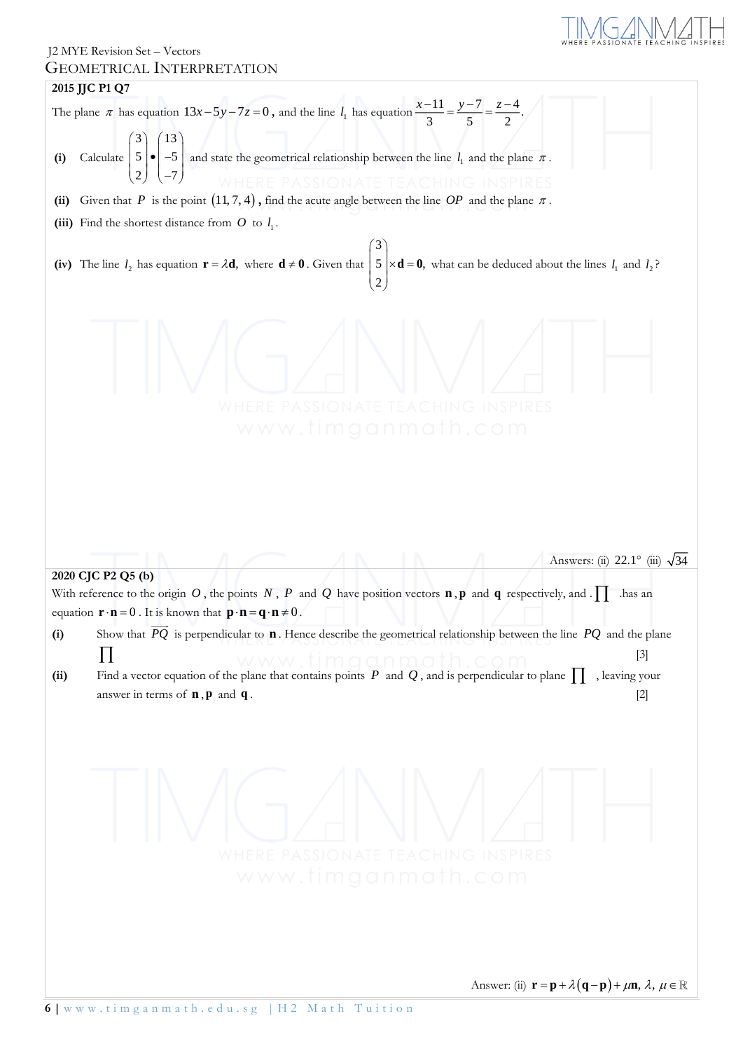J2 MYE Revision Set – Vectors

## GEOMETRICAL INTERPRETATION

**2015 JJC P1 Q7**

The plane $\pi$ has equation $13x-5y-7z=0$, and the line $l_1$ has equation $\dfrac{x-11}{3}=\dfrac{y-7}{5}=\dfrac{z-4}{2}$.

**(i)** Calculate $\begin{pmatrix}3\\5\\2\end{pmatrix}\bullet\begin{pmatrix}13\\-5\\-7\end{pmatrix}$ and state the geometrical relationship between the line $l_1$ and the plane $\pi$.

**(ii)** Given that $P$ is the point $(11,7,4)$, find the acute angle between the line $OP$ and the plane $\pi$.

**(iii)** Find the shortest distance from $O$ to $l_1$.

**(iv)** The line $l_2$ has equation $\mathbf{r}=\lambda\mathbf{d}$, where $\mathbf{d}\neq\mathbf{0}$. Given that $\begin{pmatrix}3\\5\\2\end{pmatrix}\times\mathbf{d}=\mathbf{0}$, what can be deduced about the lines $l_1$ and $l_2$?

Answers: (ii) $22.1°$ (iii) $\sqrt{34}$

**2020 CJC P2 Q5 (b)**

With reference to the origin $O$, the points $N$, $P$ and $Q$ have position vectors $\mathbf{n}$, $\mathbf{p}$ and $\mathbf{q}$ respectively, and $\prod$ has an equation $\mathbf{r}\cdot\mathbf{n}=0$. It is known that $\mathbf{p}\cdot\mathbf{n}=\mathbf{q}\cdot\mathbf{n}\neq 0$.

**(i)** Show that $\overrightarrow{PQ}$ is perpendicular to $\mathbf{n}$. Hence describe the geometrical relationship between the line $PQ$ and the plane $\prod$ [3]

**(ii)** Find a vector equation of the plane that contains points $P$ and $Q$, and is perpendicular to plane $\prod$, leaving your answer in terms of $\mathbf{n}$, $\mathbf{p}$ and $\mathbf{q}$. [2]

Answer: (ii) $\mathbf{r}=\mathbf{p}+\lambda(\mathbf{q}-\mathbf{p})+\mu\mathbf{n},\ \lambda,\ \mu\in\mathbb{R}$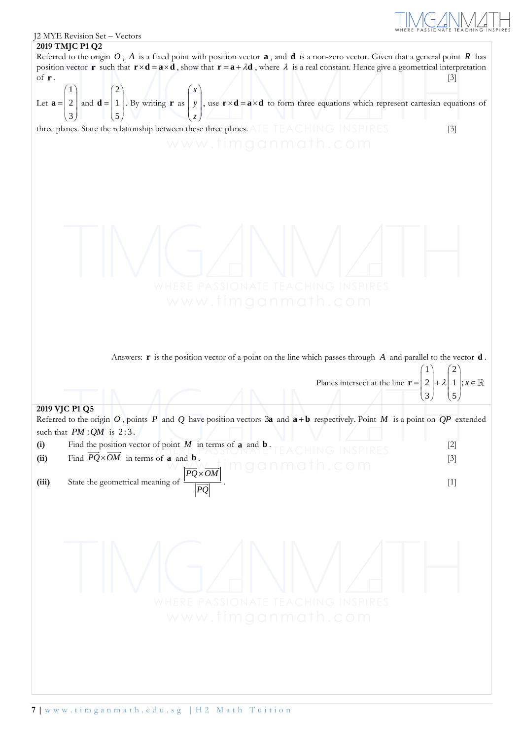## 2019 TMJC P1 Q2

Referred to the origin $O$, $A$ is a fixed point with position vector $\mathbf{a}$, and $\mathbf{d}$ is a non-zero vector. Given that a general point $R$ has position vector $\mathbf{r}$ such that $\mathbf{r}\times\mathbf{d}=\mathbf{a}\times\mathbf{d}$, show that $\mathbf{r}=\mathbf{a}+\lambda\mathbf{d}$, where $\lambda$ is a real constant. Hence give a geometrical interpretation of $\mathbf{r}$. [3]

Let $\mathbf{a}=\begin{pmatrix}1\\2\\3\end{pmatrix}$ and $\mathbf{d}=\begin{pmatrix}2\\1\\5\end{pmatrix}$. By writing $\mathbf{r}$ as $\begin{pmatrix}x\\y\\z\end{pmatrix}$, use $\mathbf{r}\times\mathbf{d}=\mathbf{a}\times\mathbf{d}$ to form three equations which represent cartesian equations of three planes. State the relationship between these three planes. [3]

Answers: $\mathbf{r}$ is the position vector of a point on the line which passes through $A$ and parallel to the vector $\mathbf{d}$.

Planes intersect at the line $\mathbf{r}=\begin{pmatrix}1\\2\\3\end{pmatrix}+\lambda\begin{pmatrix}2\\1\\5\end{pmatrix}; x\in\mathbb{R}$

## 2019 VJC P1 Q5

Referred to the origin $O$, points $P$ and $Q$ have position vectors $3\mathbf{a}$ and $\mathbf{a}+\mathbf{b}$ respectively. Point $M$ is a point on $QP$ extended such that $PM:QM$ is $2:3$.

**(i)** Find the position vector of point $M$ in terms of $\mathbf{a}$ and $\mathbf{b}$. [2]

**(ii)** Find $\overrightarrow{PQ}\times\overrightarrow{OM}$ in terms of $\mathbf{a}$ and $\mathbf{b}$. [3]

**(iii)** State the geometrical meaning of $\dfrac{\left|\overrightarrow{PQ}\times\overrightarrow{OM}\right|}{\left|\overrightarrow{PQ}\right|}$. [1]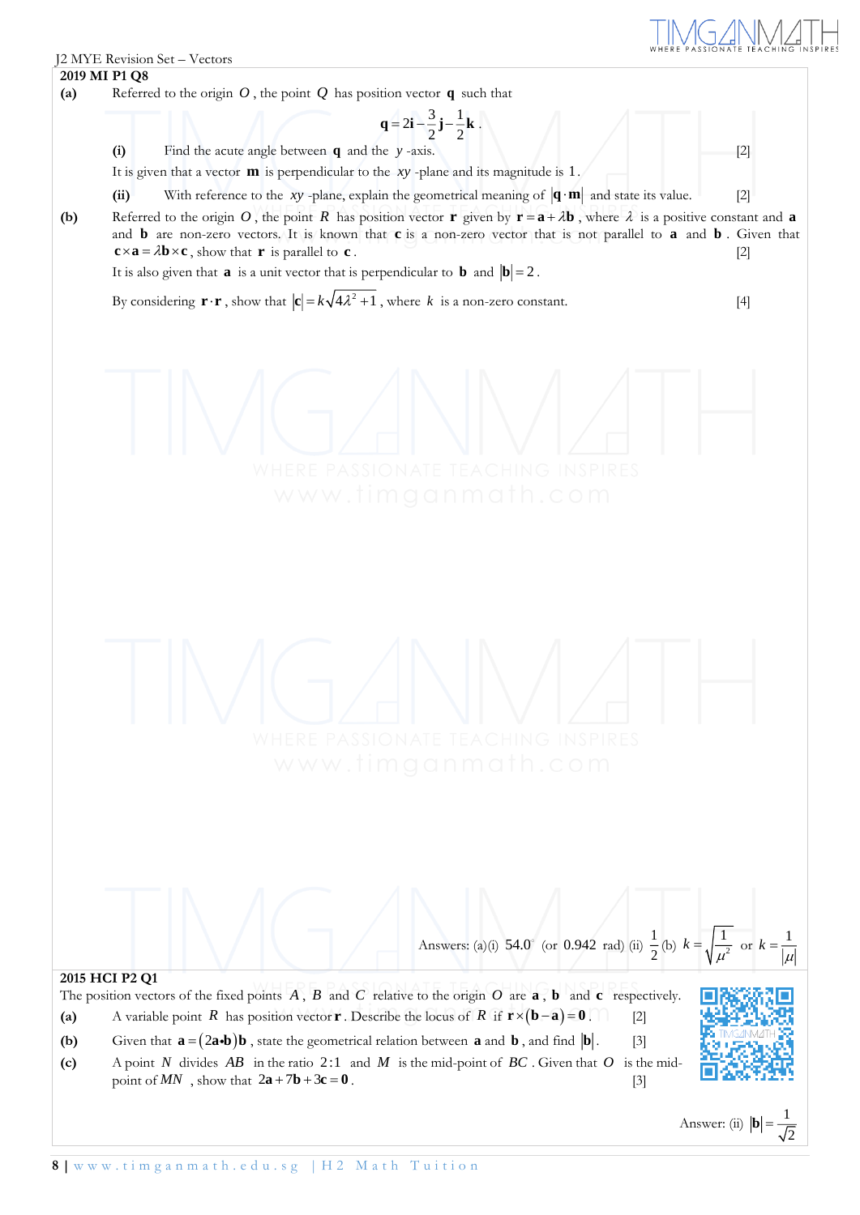**2019 MI P1 Q8**

**(a)** Referred to the origin $O$, the point $Q$ has position vector $\mathbf{q}$ such that

$$\mathbf{q} = 2\mathbf{i} - \frac{3}{2}\mathbf{j} - \frac{1}{2}\mathbf{k}.$$

**(i)** Find the acute angle between $\mathbf{q}$ and the $y$-axis. [2]

It is given that a vector $\mathbf{m}$ is perpendicular to the $xy$-plane and its magnitude is 1.

**(ii)** With reference to the $xy$-plane, explain the geometrical meaning of $|\mathbf{q} \cdot \mathbf{m}|$ and state its value. [2]

**(b)** Referred to the origin $O$, the point $R$ has position vector $\mathbf{r}$ given by $\mathbf{r} = \mathbf{a} + \lambda \mathbf{b}$, where $\lambda$ is a positive constant and $\mathbf{a}$ and $\mathbf{b}$ are non-zero vectors. It is known that $\mathbf{c}$ is a non-zero vector that is not parallel to $\mathbf{a}$ and $\mathbf{b}$. Given that $\mathbf{c} \times \mathbf{a} = \lambda \mathbf{b} \times \mathbf{c}$, show that $\mathbf{r}$ is parallel to $\mathbf{c}$. [2]

It is also given that $\mathbf{a}$ is a unit vector that is perpendicular to $\mathbf{b}$ and $|\mathbf{b}| = 2$.

By considering $\mathbf{r} \cdot \mathbf{r}$, show that $|\mathbf{c}| = k\sqrt{4\lambda^2 + 1}$, where $k$ is a non-zero constant. [4]

Answers: (a)(i) $54.0^\circ$ (or $0.942$ rad) (ii) $\frac{1}{2}$ (b) $k = \sqrt{\frac{1}{\mu^2}}$ or $k = \frac{1}{|\mu|}$

**2015 HCI P2 Q1**

The position vectors of the fixed points $A$, $B$ and $C$ relative to the origin $O$ are $\mathbf{a}$, $\mathbf{b}$ and $\mathbf{c}$ respectively.

**(a)** A variable point $R$ has position vector $\mathbf{r}$. Describe the locus of $R$ if $\mathbf{r} \times (\mathbf{b} - \mathbf{a}) = \mathbf{0}$. [2]

**(b)** Given that $\mathbf{a} = (2\mathbf{a} \cdot \mathbf{b})\mathbf{b}$, state the geometrical relation between $\mathbf{a}$ and $\mathbf{b}$, and find $|\mathbf{b}|$. [3]

**(c)** A point $N$ divides $AB$ in the ratio $2:1$ and $M$ is the mid-point of $BC$. Given that $O$ is the mid-point of $MN$, show that $2\mathbf{a} + 7\mathbf{b} + 3\mathbf{c} = \mathbf{0}$. [3]

Answer: (ii) $|\mathbf{b}| = \frac{1}{\sqrt{2}}$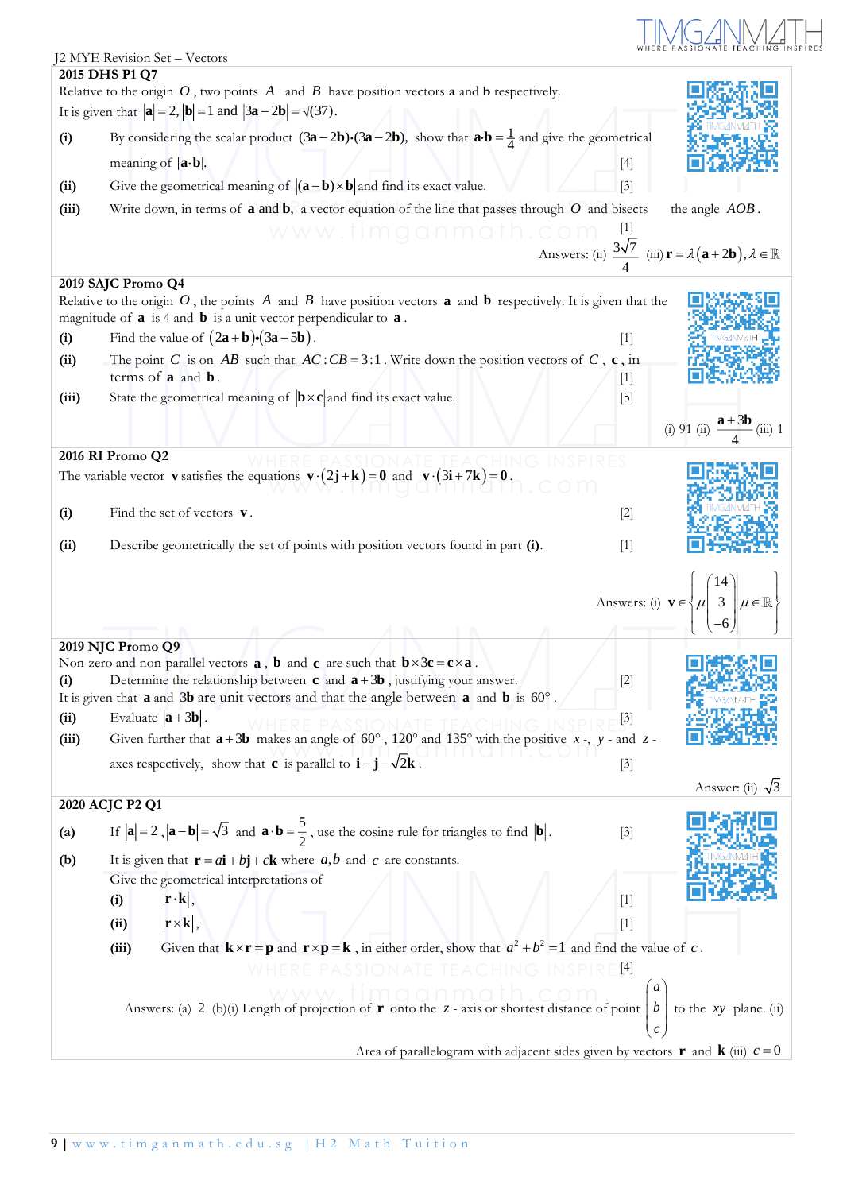J2 MYE Revision Set – Vectors

**2015 DHS P1 Q7**

Relative to the origin $O$, two points $A$ and $B$ have position vectors $\mathbf{a}$ and $\mathbf{b}$ respectively. It is given that $|\mathbf{a}| = 2$, $|\mathbf{b}| = 1$ and $|3\mathbf{a} - 2\mathbf{b}| = \sqrt{(37)}$.

**(i)** By considering the scalar product $(3\mathbf{a} - 2\mathbf{b})\cdot(3\mathbf{a} - 2\mathbf{b})$, show that $\mathbf{a}\cdot\mathbf{b} = \frac{1}{4}$ and give the geometrical meaning of $|\mathbf{a}\cdot\mathbf{b}|$. [4]

**(ii)** Give the geometrical meaning of $|(\mathbf{a}-\mathbf{b})\times\mathbf{b}|$ and find its exact value. [3]

**(iii)** Write down, in terms of $\mathbf{a}$ and $\mathbf{b}$, a vector equation of the line that passes through $O$ and bisects the angle $AOB$. [1]

Answers: (ii) $\frac{3\sqrt{7}}{4}$ (iii) $\mathbf{r} = \lambda(\mathbf{a} + 2\mathbf{b}), \lambda \in \mathbb{R}$

**2019 SAJC Promo Q4**

Relative to the origin $O$, the points $A$ and $B$ have position vectors $\mathbf{a}$ and $\mathbf{b}$ respectively. It is given that the magnitude of $\mathbf{a}$ is 4 and $\mathbf{b}$ is a unit vector perpendicular to $\mathbf{a}$.

**(i)** Find the value of $(2\mathbf{a}+\mathbf{b})\cdot(3\mathbf{a}-5\mathbf{b})$. [1]

**(ii)** The point $C$ is on $AB$ such that $AC:CB = 3:1$. Write down the position vectors of $C$, $\mathbf{c}$, in terms of $\mathbf{a}$ and $\mathbf{b}$. [1]

**(iii)** State the geometrical meaning of $|\mathbf{b}\times\mathbf{c}|$ and find its exact value. [5]

(i) 91 (ii) $\frac{\mathbf{a}+3\mathbf{b}}{4}$ (iii) 1

**2016 RI Promo Q2**

The variable vector $\mathbf{v}$ satisfies the equations $\mathbf{v}\cdot(2\mathbf{j}+\mathbf{k}) = \mathbf{0}$ and $\mathbf{v}\cdot(3\mathbf{i}+7\mathbf{k}) = \mathbf{0}$.

**(i)** Find the set of vectors $\mathbf{v}$. [2]

**(ii)** Describe geometrically the set of points with position vectors found in part **(i)**. [1]

Answers: (i) $\mathbf{v} \in \left\{ \mu \begin{pmatrix} 14 \\ 3 \\ -6 \end{pmatrix} \middle| \mu \in \mathbb{R} \right\}$

**2019 NJC Promo Q9**

Non-zero and non-parallel vectors $\mathbf{a}$, $\mathbf{b}$ and $\mathbf{c}$ are such that $\mathbf{b}\times 3\mathbf{c} = \mathbf{c}\times\mathbf{a}$.

**(i)** Determine the relationship between $\mathbf{c}$ and $\mathbf{a}+3\mathbf{b}$, justifying your answer. [2]

It is given that $\mathbf{a}$ and $3\mathbf{b}$ are unit vectors and that the angle between $\mathbf{a}$ and $\mathbf{b}$ is $60°$.

**(ii)** Evaluate $|\mathbf{a}+3\mathbf{b}|$. [3]

**(iii)** Given further that $\mathbf{a}+3\mathbf{b}$ makes an angle of $60°$, $120°$ and $135°$ with the positive $x$-, $y$- and $z$-axes respectively, show that $\mathbf{c}$ is parallel to $\mathbf{i}-\mathbf{j}-\sqrt{2}\mathbf{k}$. [3]

Answer: (ii) $\sqrt{3}$

**2020 ACJC P2 Q1**

**(a)** If $|\mathbf{a}| = 2$, $|\mathbf{a}-\mathbf{b}| = \sqrt{3}$ and $\mathbf{a}\cdot\mathbf{b} = \frac{5}{2}$, use the cosine rule for triangles to find $|\mathbf{b}|$. [3]

**(b)** It is given that $\mathbf{r} = a\mathbf{i} + b\mathbf{j} + c\mathbf{k}$ where $a, b$ and $c$ are constants.

Give the geometrical interpretations of

**(i)** $|\mathbf{r}\cdot\mathbf{k}|$, [1]

**(ii)** $|\mathbf{r}\times\mathbf{k}|$, [1]

**(iii)** Given that $\mathbf{k}\times\mathbf{r} = \mathbf{p}$ and $\mathbf{r}\times\mathbf{p} = \mathbf{k}$, in either order, show that $a^2 + b^2 = 1$ and find the value of $c$. [4]

Answers: (a) 2 (b)(i) Length of projection of $\mathbf{r}$ onto the $z$-axis or shortest distance of point $\begin{pmatrix} a \\ b \\ c \end{pmatrix}$ to the $xy$ plane. (ii) Area of parallelogram with adjacent sides given by vectors $\mathbf{r}$ and $\mathbf{k}$ (iii) $c = 0$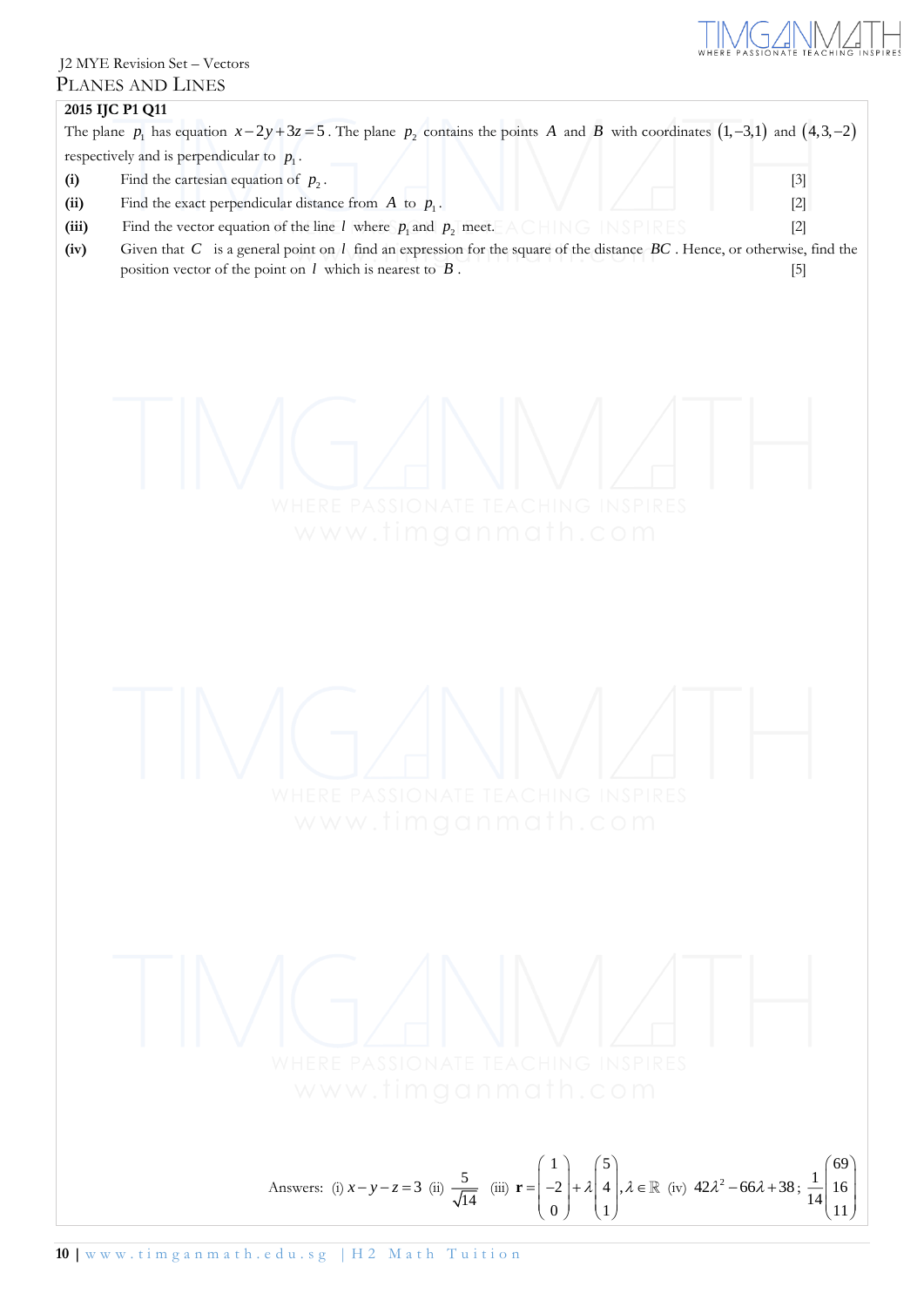J2 MYE Revision Set – Vectors

## Planes and Lines

**2015 IJC P1 Q11**

The plane $p_1$ has equation $x-2y+3z=5$. The plane $p_2$ contains the points $A$ and $B$ with coordinates $(1,-3,1)$ and $(4,3,-2)$ respectively and is perpendicular to $p_1$.

**(i)** Find the cartesian equation of $p_2$. [3]

**(ii)** Find the exact perpendicular distance from $A$ to $p_1$. [2]

**(iii)** Find the vector equation of the line $l$ where $p_1$ and $p_2$ meet. [2]

**(iv)** Given that $C$ is a general point on $l$ find an expression for the square of the distance $BC$. Hence, or otherwise, find the position vector of the point on $l$ which is nearest to $B$. [5]

Answers: (i) $x-y-z=3$ (ii) $\frac{5}{\sqrt{14}}$ (iii) $\mathbf{r}=\begin{pmatrix}1\\-2\\0\end{pmatrix}+\lambda\begin{pmatrix}5\\4\\1\end{pmatrix}, \lambda\in\mathbb{R}$ (iv) $42\lambda^2-66\lambda+38$; $\frac{1}{14}\begin{pmatrix}69\\16\\11\end{pmatrix}$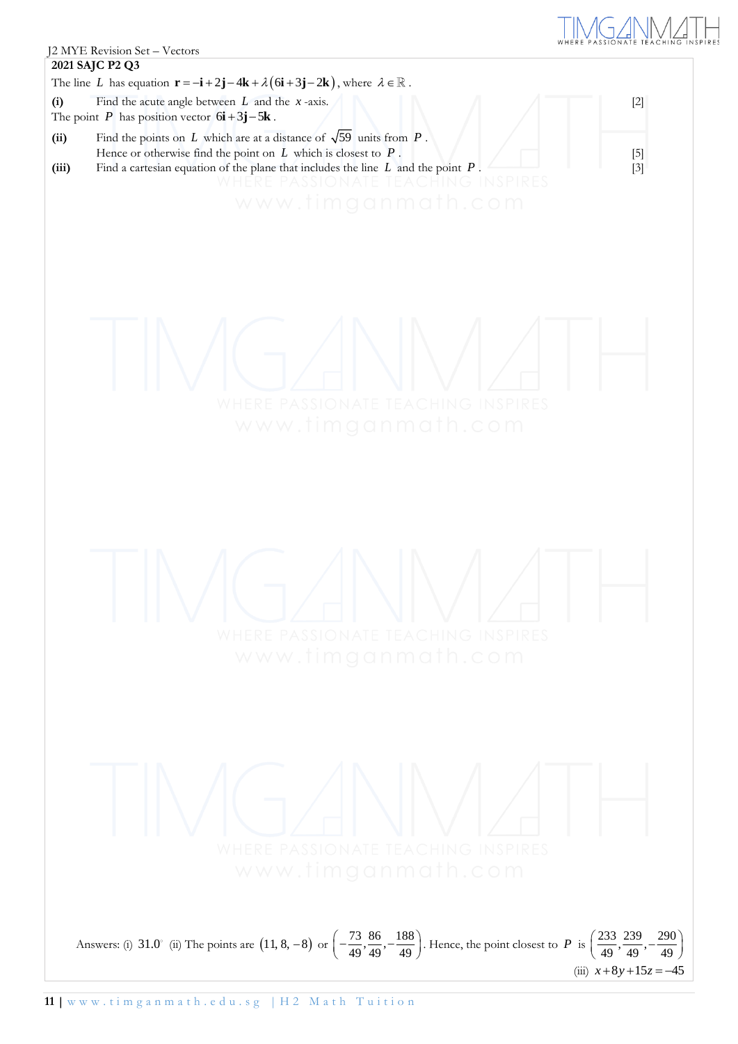**2021 SAJC P2 Q3**

The line $L$ has equation $\mathbf{r} = -\mathbf{i} + 2\mathbf{j} - 4\mathbf{k} + \lambda(6\mathbf{i} + 3\mathbf{j} - 2\mathbf{k})$, where $\lambda \in \mathbb{R}$.

**(i)** Find the acute angle between $L$ and the $x$-axis. [2]

The point $P$ has position vector $6\mathbf{i} + 3\mathbf{j} - 5\mathbf{k}$.

**(ii)** Find the points on $L$ which are at a distance of $\sqrt{59}$ units from $P$.
Hence or otherwise find the point on $L$ which is closest to $P$. [5]

**(iii)** Find a cartesian equation of the plane that includes the line $L$ and the point $P$. [3]

Answers: (i) $31.0^\circ$ (ii) The points are $(11, 8, -8)$ or $\left(-\frac{73}{49}, \frac{86}{49}, -\frac{188}{49}\right)$. Hence, the point closest to $P$ is $\left(\frac{233}{49}, \frac{239}{49}, -\frac{290}{49}\right)$

(iii) $x + 8y + 15z = -45$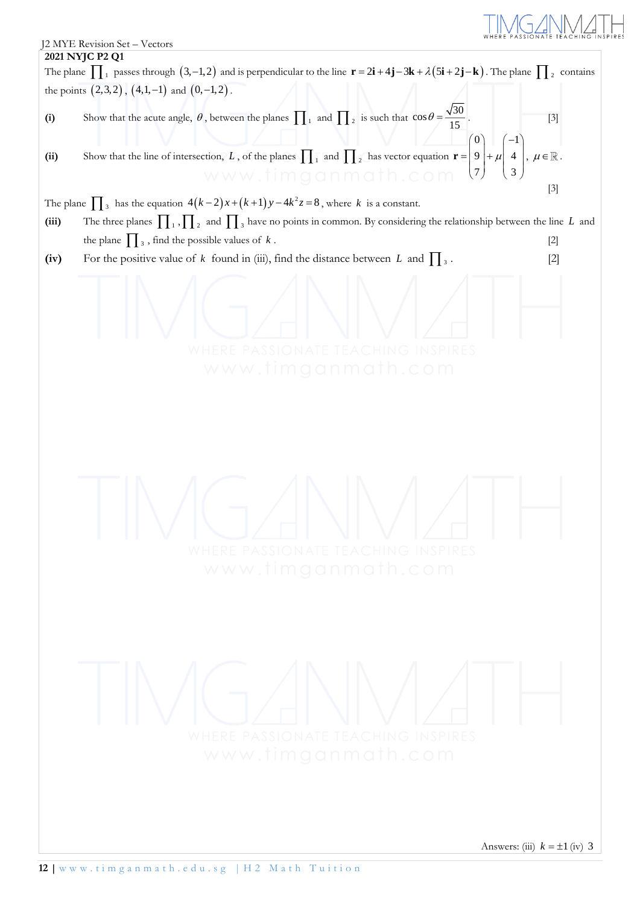**2021 NYJC P2 Q1**

The plane $\prod_1$ passes through $(3,-1,2)$ and is perpendicular to the line $\mathbf{r} = 2\mathbf{i} + 4\mathbf{j} - 3\mathbf{k} + \lambda(5\mathbf{i} + 2\mathbf{j} - \mathbf{k})$. The plane $\prod_2$ contains the points $(2,3,2)$, $(4,1,-1)$ and $(0,-1,2)$.

**(i)** Show that the acute angle, $\theta$, between the planes $\prod_1$ and $\prod_2$ is such that $\cos\theta = \dfrac{\sqrt{30}}{15}$. [3]

**(ii)** Show that the line of intersection, $L$, of the planes $\prod_1$ and $\prod_2$ has vector equation $\mathbf{r} = \begin{pmatrix} 0 \\ 9 \\ 7 \end{pmatrix} + \mu \begin{pmatrix} -1 \\ 4 \\ 3 \end{pmatrix}$, $\mu \in \mathbb{R}$. [3]

The plane $\prod_3$ has the equation $4(k-2)x + (k+1)y - 4k^2 z = 8$, where $k$ is a constant.

**(iii)** The three planes $\prod_1, \prod_2$ and $\prod_3$ have no points in common. By considering the relationship between the line $L$ and the plane $\prod_3$, find the possible values of $k$. [2]

**(iv)** For the positive value of $k$ found in (iii), find the distance between $L$ and $\prod_3$. [2]

Answers: (iii) $k = \pm 1$ (iv) 3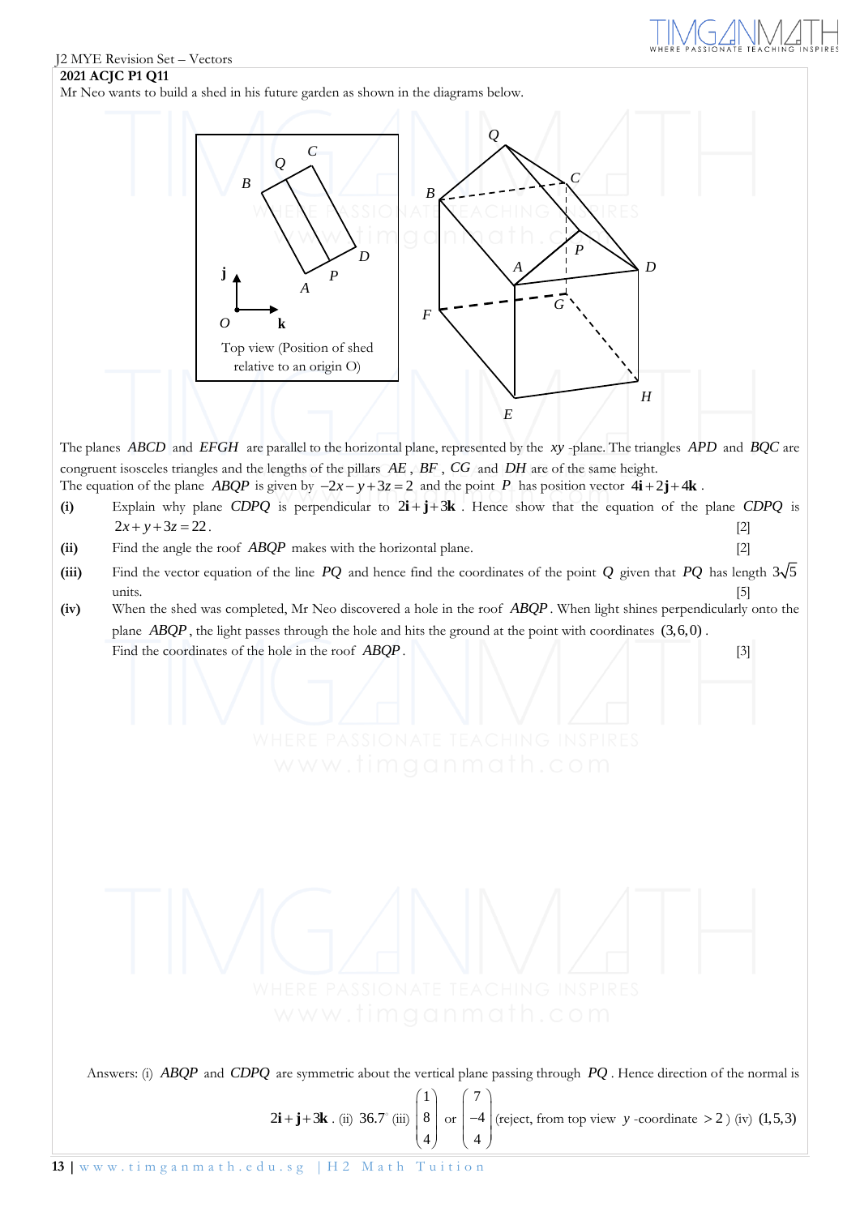**2021 ACJC P1 Q11**

Mr Neo wants to build a shed in his future garden as shown in the diagrams below.

Top view (Position of shed relative to an origin O)

The planes $ABCD$ and $EFGH$ are parallel to the horizontal plane, represented by the $xy$-plane. The triangles $APD$ and $BQC$ are congruent isosceles triangles and the lengths of the pillars $AE$, $BF$, $CG$ and $DH$ are of the same height.

The equation of the plane $ABQP$ is given by $-2x - y + 3z = 2$ and the point $P$ has position vector $4\mathbf{i} + 2\mathbf{j} + 4\mathbf{k}$.

**(i)** Explain why plane $CDPQ$ is perpendicular to $2\mathbf{i} + \mathbf{j} + 3\mathbf{k}$. Hence show that the equation of the plane $CDPQ$ is $2x + y + 3z = 22$. [2]

**(ii)** Find the angle the roof $ABQP$ makes with the horizontal plane. [2]

**(iii)** Find the vector equation of the line $PQ$ and hence find the coordinates of the point $Q$ given that $PQ$ has length $3\sqrt{5}$ units. [5]

**(iv)** When the shed was completed, Mr Neo discovered a hole in the roof $ABQP$. When light shines perpendicularly onto the plane $ABQP$, the light passes through the hole and hits the ground at the point with coordinates $(3,6,0)$. Find the coordinates of the hole in the roof $ABQP$. [3]

Answers: (i) $ABQP$ and $CDPQ$ are symmetric about the vertical plane passing through $PQ$. Hence direction of the normal is $2\mathbf{i} + \mathbf{j} + 3\mathbf{k}$. (ii) $36.7^\circ$ (iii) $\begin{pmatrix} 1 \\ 8 \\ 4 \end{pmatrix}$ or $\begin{pmatrix} 7 \\ -4 \\ 4 \end{pmatrix}$ (reject, from top view $y$-coordinate $> 2$) (iv) $(1,5,3)$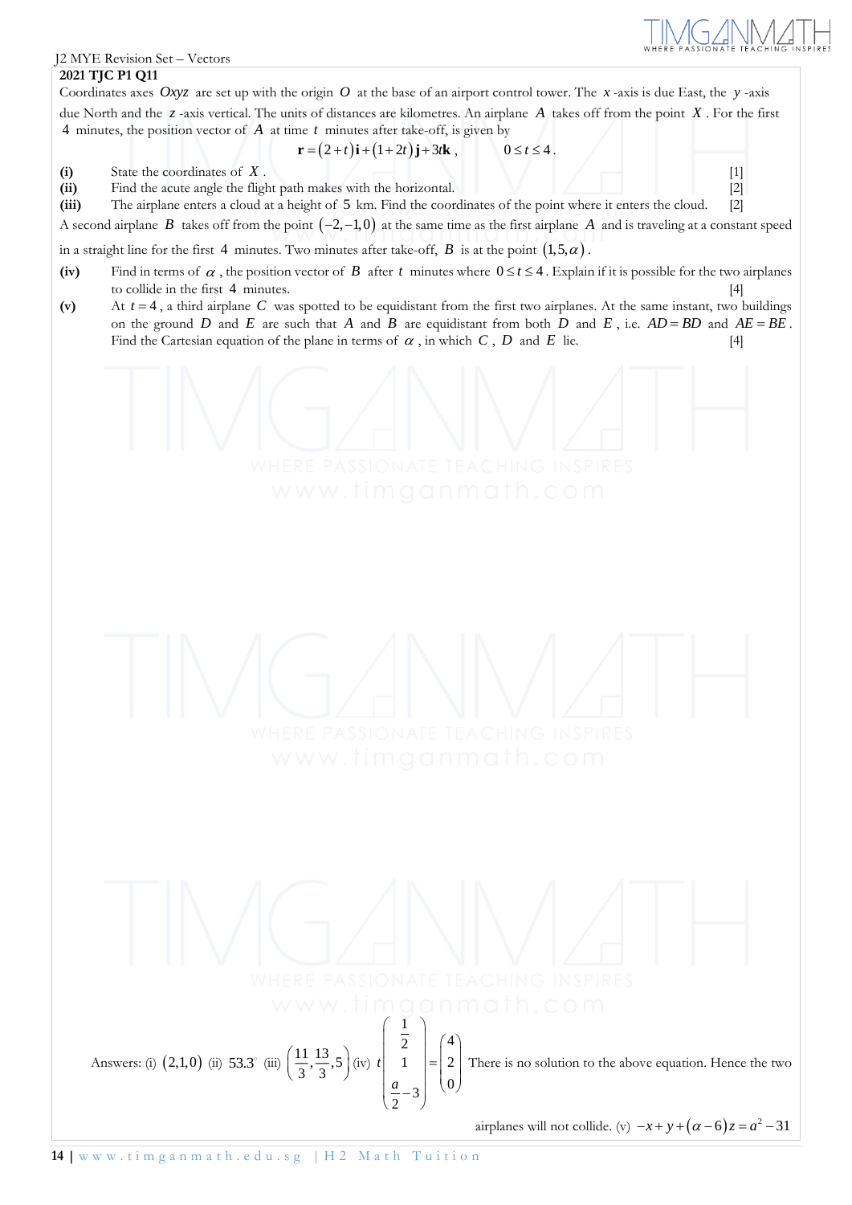**2021 TJC P1 Q11**

Coordinates axes $Oxyz$ are set up with the origin $O$ at the base of an airport control tower. The $x$-axis is due East, the $y$-axis due North and the $z$-axis vertical. The units of distances are kilometres. An airplane $A$ takes off from the point $X$. For the first 4 minutes, the position vector of $A$ at time $t$ minutes after take-off, is given by

$$\mathbf{r} = (2+t)\mathbf{i} + (1+2t)\mathbf{j} + 3t\mathbf{k}, \qquad 0 \le t \le 4.$$

**(i)** State the coordinates of $X$. [1]

**(ii)** Find the acute angle the flight path makes with the horizontal. [2]

**(iii)** The airplane enters a cloud at a height of 5 km. Find the coordinates of the point where it enters the cloud. [2]

A second airplane $B$ takes off from the point $(-2,-1,0)$ at the same time as the first airplane $A$ and is traveling at a constant speed in a straight line for the first 4 minutes. Two minutes after take-off, $B$ is at the point $(1,5,\alpha)$.

**(iv)** Find in terms of $\alpha$, the position vector of $B$ after $t$ minutes where $0 \le t \le 4$. Explain if it is possible for the two airplanes to collide in the first 4 minutes. [4]

**(v)** At $t = 4$, a third airplane $C$ was spotted to be equidistant from the first two airplanes. At the same instant, two buildings on the ground $D$ and $E$ are such that $A$ and $B$ are equidistant from both $D$ and $E$, i.e. $AD = BD$ and $AE = BE$. Find the Cartesian equation of the plane in terms of $\alpha$, in which $C$, $D$ and $E$ lie. [4]

Answers: (i) $(2,1,0)$ (ii) $53.3^\circ$ (iii) $\left(\frac{11}{3},\frac{13}{3},5\right)$ (iv) $t\begin{pmatrix}\frac{1}{2}\\1\\\frac{a}{2}-3\end{pmatrix}=\begin{pmatrix}4\\2\\0\end{pmatrix}$ There is no solution to the above equation. Hence the two airplanes will not collide. (v) $-x+y+(\alpha-6)z=a^2-31$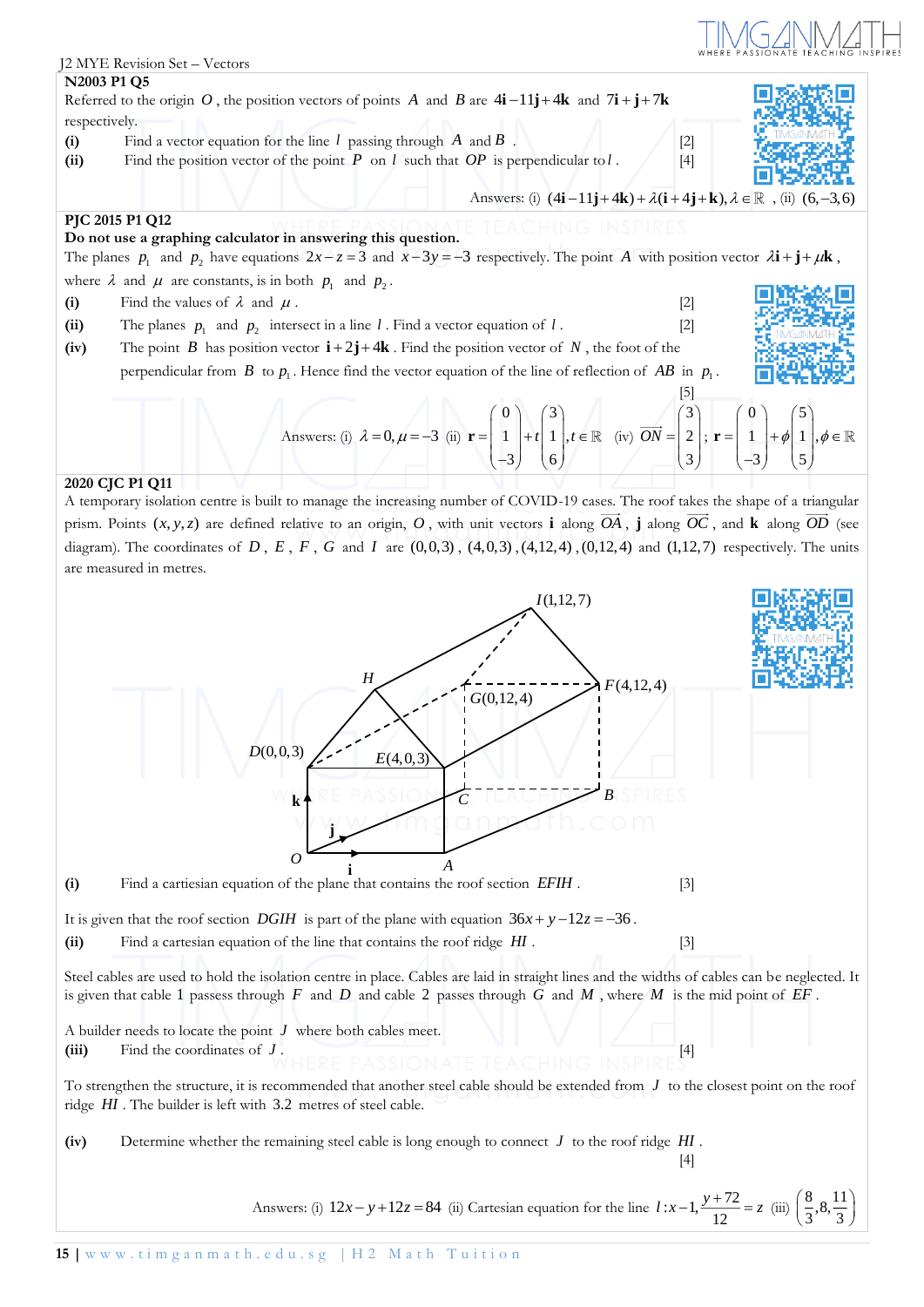## N2003 P1 Q5

Referred to the origin $O$, the position vectors of points $A$ and $B$ are $4\mathbf{i}-11\mathbf{j}+4\mathbf{k}$ and $7\mathbf{i}+\mathbf{j}+7\mathbf{k}$ respectively.

**(i)** Find a vector equation for the line $l$ passing through $A$ and $B$. [2]

**(ii)** Find the position vector of the point $P$ on $l$ such that $OP$ is perpendicular to $l$. [4]

Answers: (i) $(4\mathbf{i}-11\mathbf{j}+4\mathbf{k})+\lambda(\mathbf{i}+4\mathbf{j}+\mathbf{k}), \lambda\in\mathbb{R}$, (ii) $(6,-3,6)$

## PJC 2015 P1 Q12

**Do not use a graphing calculator in answering this question.**

The planes $p_1$ and $p_2$ have equations $2x-z=3$ and $x-3y=-3$ respectively. The point $A$ with position vector $\lambda\mathbf{i}+\mathbf{j}+\mu\mathbf{k}$, where $\lambda$ and $\mu$ are constants, is in both $p_1$ and $p_2$.

**(i)** Find the values of $\lambda$ and $\mu$. [2]

**(ii)** The planes $p_1$ and $p_2$ intersect in a line $l$. Find a vector equation of $l$. [2]

**(iv)** The point $B$ has position vector $\mathbf{i}+2\mathbf{j}+4\mathbf{k}$. Find the position vector of $N$, the foot of the perpendicular from $B$ to $p_1$. Hence find the vector equation of the line of reflection of $AB$ in $p_1$. [5]

Answers: (i) $\lambda=0, \mu=-3$ (ii) $\mathbf{r}=\begin{pmatrix}0\\1\\-3\end{pmatrix}+t\begin{pmatrix}3\\1\\6\end{pmatrix}, t\in\mathbb{R}$ (iv) $\overrightarrow{ON}=\begin{pmatrix}3\\2\\3\end{pmatrix}$; $\mathbf{r}=\begin{pmatrix}0\\1\\-3\end{pmatrix}+\phi\begin{pmatrix}5\\1\\5\end{pmatrix}, \phi\in\mathbb{R}$

## 2020 CJC P1 Q11

A temporary isolation centre is built to manage the increasing number of COVID-19 cases. The roof takes the shape of a triangular prism. Points $(x,y,z)$ are defined relative to an origin, $O$, with unit vectors $\mathbf{i}$ along $\overrightarrow{OA}$, $\mathbf{j}$ along $\overrightarrow{OC}$, and $\mathbf{k}$ along $\overrightarrow{OD}$ (see diagram). The coordinates of $D$, $E$, $F$, $G$ and $I$ are $(0,0,3)$, $(4,0,3)$, $(4,12,4)$, $(0,12,4)$ and $(1,12,7)$ respectively. The units are measured in metres.

**(i)** Find a cartesian equation of the plane that contains the roof section $EFIH$. [3]

It is given that the roof section $DGIH$ is part of the plane with equation $36x+y-12z=-36$.

**(ii)** Find a cartesian equation of the line that contains the roof ridge $HI$. [3]

Steel cables are used to hold the isolation centre in place. Cables are laid in straight lines and the widths of cables can be neglected. It is given that cable 1 passess through $F$ and $D$ and cable 2 passes through $G$ and $M$, where $M$ is the mid point of $EF$.

A builder needs to locate the point $J$ where both cables meet.

**(iii)** Find the coordinates of $J$. [4]

To strengthen the structure, it is recommended that another steel cable should be extended from $J$ to the closest point on the roof ridge $HI$. The builder is left with 3.2 metres of steel cable.

**(iv)** Determine whether the remaining steel cable is long enough to connect $J$ to the roof ridge $HI$. [4]

Answers: (i) $12x-y+12z=84$ (ii) Cartesian equation for the line $l: x-1, \dfrac{y+72}{12}=z$ (iii) $\left(\dfrac{8}{3}, 8, \dfrac{11}{3}\right)$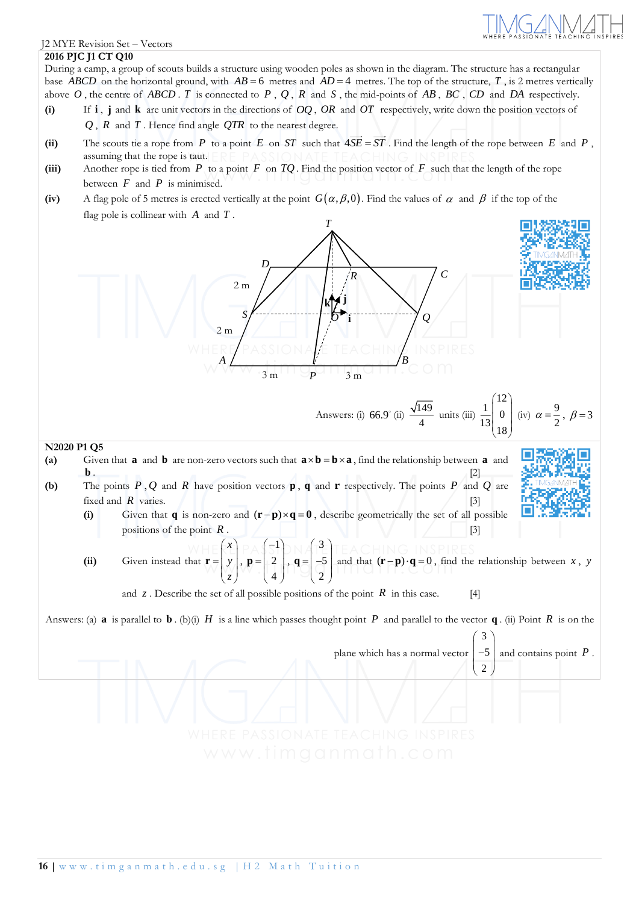J2 MYE Revision Set – Vectors

**2016 PJC J1 CT Q10**

During a camp, a group of scouts builds a structure using wooden poles as shown in the diagram. The structure has a rectangular base $ABCD$ on the horizontal ground, with $AB = 6$ metres and $AD = 4$ metres. The top of the structure, $T$, is 2 metres vertically above $O$, the centre of $ABCD$. $T$ is connected to $P$, $Q$, $R$ and $S$, the mid-points of $AB$, $BC$, $CD$ and $DA$ respectively.

**(i)** If $\mathbf{i}$, $\mathbf{j}$ and $\mathbf{k}$ are unit vectors in the directions of $OQ$, $OR$ and $OT$ respectively, write down the position vectors of $Q$, $R$ and $T$. Hence find angle $QTR$ to the nearest degree.

**(ii)** The scouts tie a rope from $P$ to a point $E$ on $ST$ such that $4\overrightarrow{SE} = \overrightarrow{ST}$. Find the length of the rope between $E$ and $P$, assuming that the rope is taut.

**(iii)** Another rope is tied from $P$ to a point $F$ on $TQ$. Find the position vector of $F$ such that the length of the rope between $F$ and $P$ is minimised.

**(iv)** A flag pole of 5 metres is erected vertically at the point $G(\alpha, \beta, 0)$. Find the values of $\alpha$ and $\beta$ if the top of the flag pole is collinear with $A$ and $T$.

Answers: (i) $66.9°$ (ii) $\dfrac{\sqrt{149}}{4}$ units (iii) $\dfrac{1}{13}\begin{pmatrix}12\\0\\18\end{pmatrix}$ (iv) $\alpha = \dfrac{9}{2}$, $\beta = 3$

**N2020 P1 Q5**

**(a)** Given that $\mathbf{a}$ and $\mathbf{b}$ are non-zero vectors such that $\mathbf{a}\times\mathbf{b} = \mathbf{b}\times\mathbf{a}$, find the relationship between $\mathbf{a}$ and $\mathbf{b}$. [2]

**(b)** The points $P$, $Q$ and $R$ have position vectors $\mathbf{p}$, $\mathbf{q}$ and $\mathbf{r}$ respectively. The points $P$ and $Q$ are fixed and $R$ varies. [3]

**(i)** Given that $\mathbf{q}$ is non-zero and $(\mathbf{r}-\mathbf{p})\times\mathbf{q} = \mathbf{0}$, describe geometrically the set of all possible positions of the point $R$. [3]

**(ii)** Given instead that $\mathbf{r} = \begin{pmatrix}x\\y\\z\end{pmatrix}$, $\mathbf{p} = \begin{pmatrix}-1\\2\\4\end{pmatrix}$, $\mathbf{q} = \begin{pmatrix}3\\-5\\2\end{pmatrix}$ and that $(\mathbf{r}-\mathbf{p})\cdot\mathbf{q} = 0$, find the relationship between $x$, $y$ and $z$. Describe the set of all possible positions of the point $R$ in this case. [4]

Answers: (a) $\mathbf{a}$ is parallel to $\mathbf{b}$. (b)(i) $H$ is a line which passes thought point $P$ and parallel to the vector $\mathbf{q}$. (ii) Point $R$ is on the plane which has a normal vector $\begin{pmatrix}3\\-5\\2\end{pmatrix}$ and contains point $P$.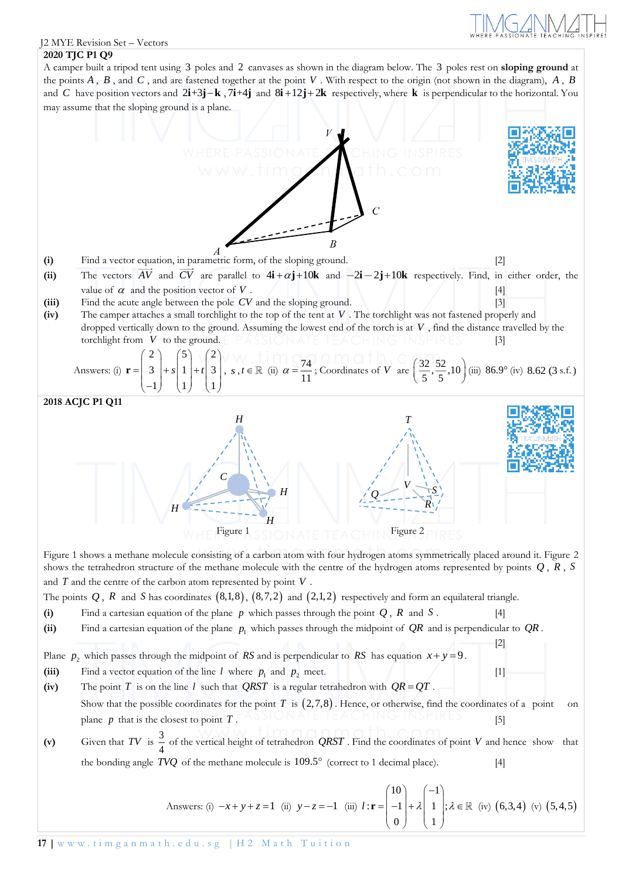**2020 TJC P1 Q9**

A camper built a tripod tent using 3 poles and 2 canvases as shown in the diagram below. The 3 poles rest on **sloping ground** at the points $A$, $B$, and $C$, and are fastened together at the point $V$. With respect to the origin (not shown in the diagram), $A$, $B$ and $C$ have position vectors and $2\mathbf{i}+3\mathbf{j}-\mathbf{k}$, $7\mathbf{i}+4\mathbf{j}$ and $8\mathbf{i}+12\mathbf{j}+2\mathbf{k}$ respectively, where $\mathbf{k}$ is perpendicular to the horizontal. You may assume that the sloping ground is a plane.

**(i)** Find a vector equation, in parametric form, of the sloping ground. [2]

**(ii)** The vectors $\overrightarrow{AV}$ and $\overrightarrow{CV}$ are parallel to $4\mathbf{i}+\alpha\mathbf{j}+10\mathbf{k}$ and $-2\mathbf{i}-2\mathbf{j}+10\mathbf{k}$ respectively. Find, in either order, the value of $\alpha$ and the position vector of $V$. [4]

**(iii)** Find the acute angle between the pole $CV$ and the sloping ground. [3]

**(iv)** The camper attaches a small torchlight to the top of the tent at $V$. The torchlight was not fastened properly and dropped vertically down to the ground. Assuming the lowest end of the torch is at $V$, find the distance travelled by the torchlight from $V$ to the ground. [3]

Answers: (i) $\mathbf{r}=\begin{pmatrix}2\\3\\-1\end{pmatrix}+s\begin{pmatrix}5\\1\\1\end{pmatrix}+t\begin{pmatrix}2\\3\\1\end{pmatrix}$, $s,t\in\mathbb{R}$ (ii) $\alpha=\dfrac{74}{11}$; Coordinates of $V$ are $\left(\dfrac{32}{5},\dfrac{52}{5},10\right)$ (iii) $86.9°$ (iv) $8.62$ (3 s.f.)

**2018 ACJC P1 Q11**

Figure 1 Figure 2

Figure 1 shows a methane molecule consisting of a carbon atom with four hydrogen atoms symmetrically placed around it. Figure 2 shows the tetrahedron structure of the methane molecule with the centre of the hydrogen atoms represented by points $Q$, $R$, $S$ and $T$ and the centre of the carbon atom represented by point $V$.

The points $Q$, $R$ and $S$ has coordinates $(8,1,8)$, $(8,7,2)$ and $(2,1,2)$ respectively and form an equilateral triangle.

**(i)** Find a cartesian equation of the plane $p$ which passes through the point $Q$, $R$ and $S$. [4]

**(ii)** Find a cartesian equation of the plane $p_1$ which passes through the midpoint of $QR$ and is perpendicular to $QR$. [2]

Plane $p_2$ which passes through the midpoint of $RS$ and is perpendicular to $RS$ has equation $x+y=9$.

**(iii)** Find a vector equation of the line $l$ where $p_1$ and $p_2$ meet. [1]

**(iv)** The point $T$ is on the line $l$ such that $QRST$ is a regular tetrahedron with $QR=QT$.
Show that the possible coordinates for the point $T$ is $(2,7,8)$. Hence, or otherwise, find the coordinates of a point on plane $p$ that is the closest to point $T$. [5]

**(v)** Given that $TV$ is $\dfrac{3}{4}$ of the vertical height of tetrahedron $QRST$. Find the coordinates of point $V$ and hence show that the bonding angle $TVQ$ of the methane molecule is $109.5°$ (correct to 1 decimal place). [4]

Answers: (i) $-x+y+z=1$ (ii) $y-z=-1$ (iii) $l:\mathbf{r}=\begin{pmatrix}10\\-1\\0\end{pmatrix}+\lambda\begin{pmatrix}-1\\1\\1\end{pmatrix}$; $\lambda\in\mathbb{R}$ (iv) $(6,3,4)$ (v) $(5,4,5)$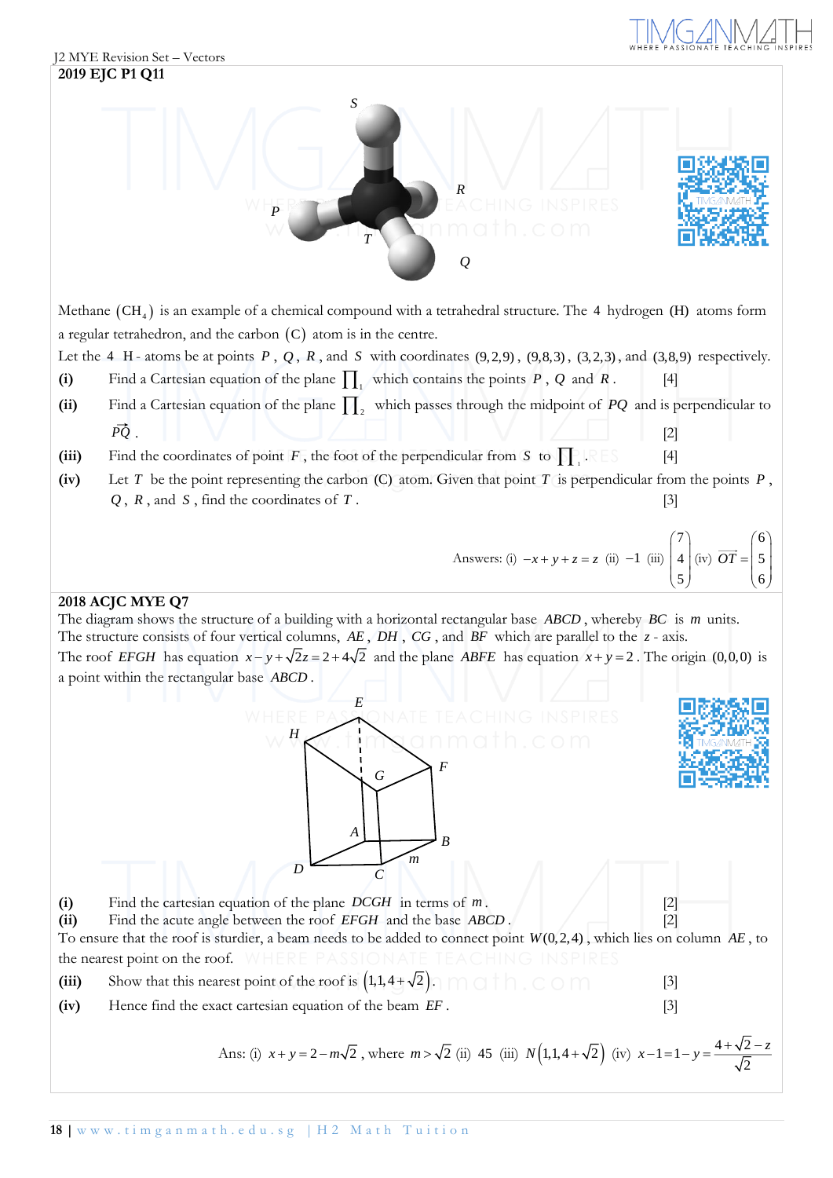## 2019 EJC P1 Q11

S

R

P

T

Q

Methane $(CH_4)$ is an example of a chemical compound with a tetrahedral structure. The 4 hydrogen (H) atoms form a regular tetrahedron, and the carbon (C) atom is in the centre.

Let the 4 H - atoms be at points $P$, $Q$, $R$, and $S$ with coordinates $(9,2,9)$, $(9,8,3)$, $(3,2,3)$, and $(3,8,9)$ respectively.

**(i)** Find a Cartesian equation of the plane $\prod_1$ which contains the points $P$, $Q$ and $R$. [4]

**(ii)** Find a Cartesian equation of the plane $\prod_2$ which passes through the midpoint of $PQ$ and is perpendicular to $\overrightarrow{PQ}$. [2]

**(iii)** Find the coordinates of point $F$, the foot of the perpendicular from $S$ to $\prod_1$. [4]

**(iv)** Let $T$ be the point representing the carbon (C) atom. Given that point $T$ is perpendicular from the points $P$, $Q$, $R$, and $S$, find the coordinates of $T$. [3]

Answers: (i) $-x+y+z=z$ (ii) $-1$ (iii) $\begin{pmatrix}7\\4\\5\end{pmatrix}$ (iv) $\overrightarrow{OT}=\begin{pmatrix}6\\5\\6\end{pmatrix}$

## 2018 ACJC MYE Q7

The diagram shows the structure of a building with a horizontal rectangular base $ABCD$, whereby $BC$ is $m$ units. The structure consists of four vertical columns, $AE$, $DH$, $CG$, and $BF$ which are parallel to the $z$ - axis.

The roof $EFGH$ has equation $x-y+\sqrt{2}z=2+4\sqrt{2}$ and the plane $ABFE$ has equation $x+y=2$. The origin $(0,0,0)$ is a point within the rectangular base $ABCD$.

E

H

G

F

A

B

D

C

m

**(i)** Find the cartesian equation of the plane $DCGH$ in terms of $m$. [2]

**(ii)** Find the acute angle between the roof $EFGH$ and the base $ABCD$. [2]

To ensure that the roof is sturdier, a beam needs to be added to connect point $W(0,2,4)$, which lies on column $AE$, to the nearest point on the roof.

**(iii)** Show that this nearest point of the roof is $\left(1,1,4+\sqrt{2}\right)$. [3]

**(iv)** Hence find the exact cartesian equation of the beam $EF$. [3]

Ans: (i) $x+y=2-m\sqrt{2}$, where $m>\sqrt{2}$ (ii) 45 (iii) $N\left(1,1,4+\sqrt{2}\right)$ (iv) $x-1=1-y=\dfrac{4+\sqrt{2}-z}{\sqrt{2}}$